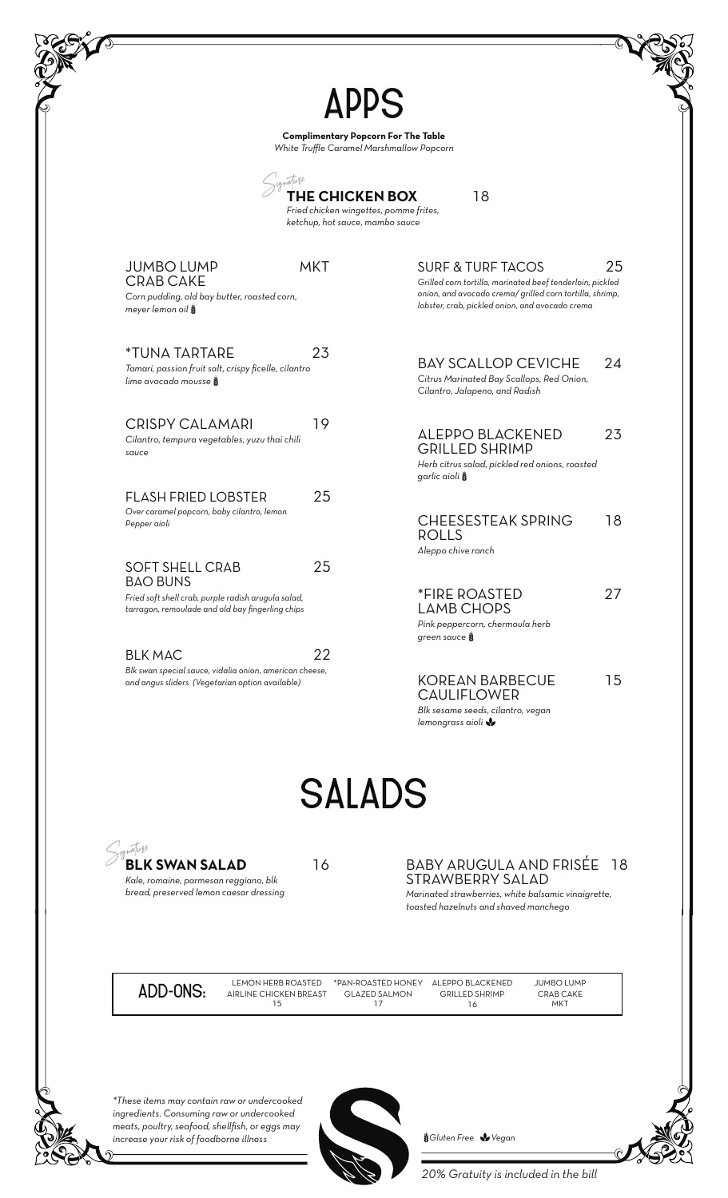# APPS

**Complimentary Popcorn For The Table**
*White Truffle Caramel Marshmallow Popcorn*

*Signature*
**THE CHICKEN BOX** 18
*Fried chicken wingettes, pomme frites, ketchup, hot sauce, mambo sauce*

### JUMBO LUMP CRAB CAKE — MKT
*Corn pudding, old bay butter, roasted corn, meyer lemon oil* (Gluten Free)

### *TUNA TARTARE — 23
*Tamari, passion fruit salt, crispy ficelle, cilantro lime avocado mousse* (Gluten Free)

### CRISPY CALAMARI — 19
*Cilantro, tempura vegetables, yuzu thai chili sauce*

### FLASH FRIED LOBSTER — 25
*Over caramel popcorn, baby cilantro, lemon Pepper aioli*

### SOFT SHELL CRAB BAO BUNS — 25
*Fried soft shell crab, purple radish arugula salad, tarragon, remoulade and old bay fingerling chips*

### BLK MAC — 22
*Blk swan special sauce, vidalia onion, american cheese, and angus sliders (Vegetarian option available)*

### SURF & TURF TACOS — 25
*Grilled corn tortilla, marinated beef tenderloin, pickled onion, and avocado crema/ grilled corn tortilla, shrimp, lobster, crab, pickled onion, and avocado crema*

### BAY SCALLOP CEVICHE — 24
*Citrus Marinated Bay Scallops, Red Onion, Cilantro, Jalapeno, and Radish*

### ALEPPO BLACKENED GRILLED SHRIMP — 23
*Herb citrus salad, pickled red onions, roasted garlic aioli* (Gluten Free)

### CHEESESTEAK SPRING ROLLS — 18
*Aleppo chive ranch*

### *FIRE ROASTED LAMB CHOPS — 27
*Pink peppercorn, chermoula herb green sauce* (Gluten Free)

### KOREAN BARBECUE CAULIFLOWER — 15
*Blk sesame seeds, cilantro, vegan lemongrass aioli* (Vegan)

# SALADS

*Signature*
**BLK SWAN SALAD** 16
*Kale, romaine, parmesan reggiano, blk bread, preserved lemon caesar dressing*

### BABY ARUGULA AND FRISÉE STRAWBERRY SALAD — 18
*Marinated strawberries, white balsamic vinaigrette, toasted hazelnuts and shaved manchego*

| ADD-ONS: | LEMON HERB ROASTED AIRLINE CHICKEN BREAST | *PAN-ROASTED HONEY GLAZED SALMON | ALEPPO BLACKENED GRILLED SHRIMP | JUMBO LUMP CRAB CAKE |
|---|---|---|---|---|
| | 15 | 17 | 16 | MKT |

*\*These items may contain raw or undercooked ingredients. Consuming raw or undercooked meats, poultry, seafood, shellfish, or eggs may increase your risk of foodborne illness*

*Gluten Free* *Vegan*

*20% Gratuity is included in the bill*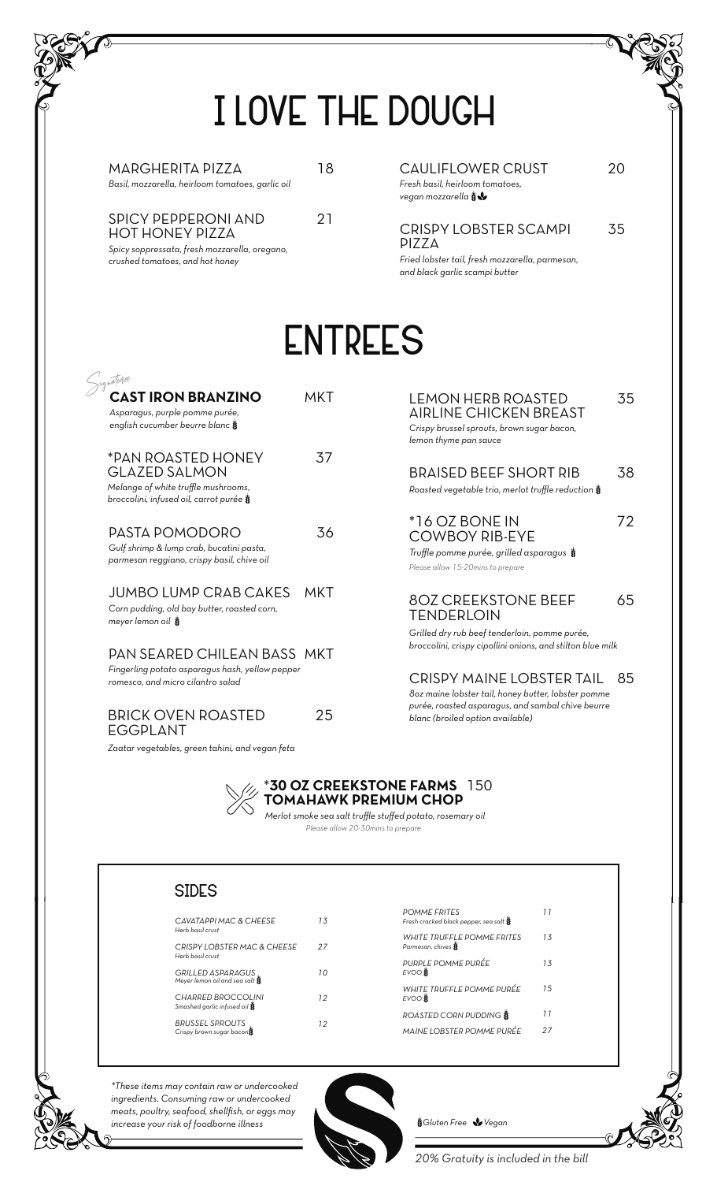# I LOVE THE DOUGH

MARGHERITA PIZZA 18
*Basil, mozzarella, heirloom tomatoes, garlic oil*

SPICY PEPPERONI AND HOT HONEY PIZZA 21
*Spicy soppressata, fresh mozzarella, oregano, crushed tomatoes, and hot honey*

CAULIFLOWER CRUST 20
*Fresh basil, heirloom tomatoes, vegan mozzarella*

CRISPY LOBSTER SCAMPI PIZZA 35
*Fried lobster tail, fresh mozzarella, parmesan, and black garlic scampi butter*

# ENTREES

*Signature*

**CAST IRON BRANZINO** MKT
*Asparagus, purple pomme purée, english cucumber beurre blanc*

*PAN ROASTED HONEY GLAZED SALMON 37
*Melange of white truffle mushrooms, broccolini, infused oil, carrot purée*

PASTA POMODORO 36
*Gulf shrimp & lump crab, bucatini pasta, parmesan reggiano, crispy basil, chive oil*

JUMBO LUMP CRAB CAKES MKT
*Corn pudding, old bay butter, roasted corn, meyer lemon oil*

PAN SEARED CHILEAN BASS MKT
*Fingerling potato asparagus hash, yellow pepper romesco, and micro cilantro salad*

BRICK OVEN ROASTED EGGPLANT 25
*Zaatar vegetables, green tahini, and vegan feta*

LEMON HERB ROASTED AIRLINE CHICKEN BREAST 35
*Crispy brussel sprouts, brown sugar bacon, lemon thyme pan sauce*

BRAISED BEEF SHORT RIB 38
*Roasted vegetable trio, merlot truffle reduction*

*16 OZ BONE IN COWBOY RIB-EYE 72
*Truffle pomme purée, grilled asparagus*
*Please allow 15-20mins to prepare*

8OZ CREEKSTONE BEEF TENDERLOIN 65
*Grilled dry rub beef tenderloin, pomme purée, broccolini, crispy cipollini onions, and stilton blue milk*

CRISPY MAINE LOBSTER TAIL 85
*8oz maine lobster tail, honey butter, lobster pomme purée, roasted asparagus, and sambal chive beurre blanc (broiled option available)*

***30 OZ CREEKSTONE FARMS TOMAHAWK PREMIUM CHOP** 150
*Merlot smoke sea salt truffle stuffed potato, rosemary oil*
*Please allow 20-30mins to prepare*

## SIDES

| | |
|---|---|
| *CAVATAPPI MAC & CHEESE* *Herb basil crust* | *13* |
| *CRISPY LOBSTER MAC & CHEESE* *Herb basil crust* | *27* |
| *GRILLED ASPARAGUS* *Meyer lemon oil and sea salt* | *10* |
| *CHARRED BROCCOLINI* *Smashed garlic infused oil* | *12* |
| *BRUSSEL SPROUTS* *Crispy brown sugar bacon* | *12* |
| *POMME FRITES* *Fresh cracked black pepper, sea salt* | *11* |
| *WHITE TRUFFLE POMME FRITES* *Parmesan, chives* | *13* |
| *PURPLE POMME PURÉE* *EVOO* | *13* |
| *WHITE TRUFFLE POMME PURÉE* *EVOO* | *15* |
| *ROASTED CORN PUDDING* | *11* |
| *MAINE LOBSTER POMME PURÉE* | *27* |

*\*These items may contain raw or undercooked ingredients. Consuming raw or undercooked meats, poultry, seafood, shellfish, or eggs may increase your risk of foodborne illness*

*Gluten Free* *Vegan*

*20% Gratuity is included in the bill*